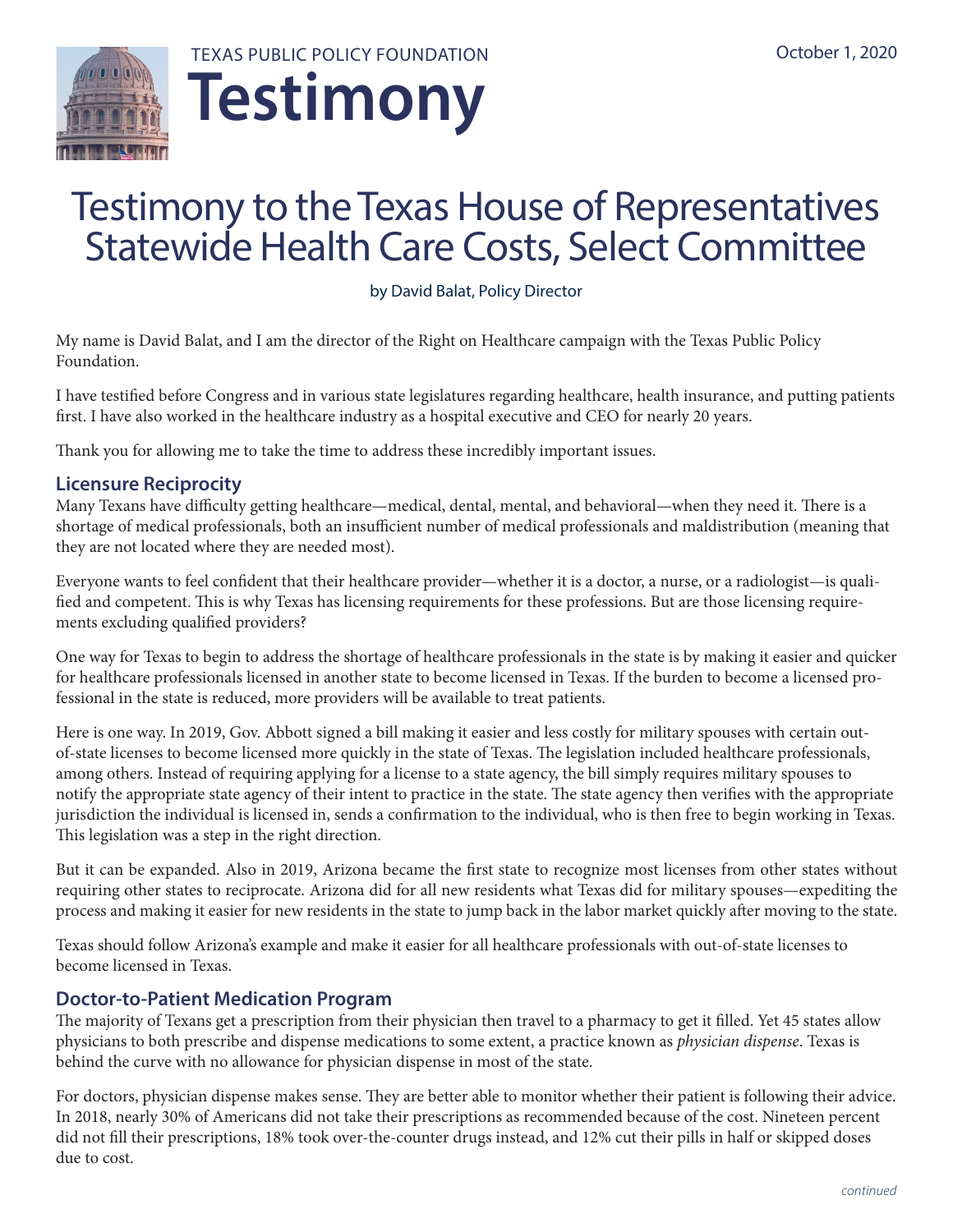TEXAS PUBLIC POLICY FOUNDATION

# Testimony

October 1, 2020

# Testimony to the Texas House of Representatives Statewide Health Care Costs, Select Committee

by David Balat, Policy Director

My name is David Balat, and I am the director of the Right on Healthcare campaign with the Texas Public Policy Foundation.

I have testified before Congress and in various state legislatures regarding healthcare, health insurance, and putting patients first. I have also worked in the healthcare industry as a hospital executive and CEO for nearly 20 years.

Thank you for allowing me to take the time to address these incredibly important issues.

## Licensure Reciprocity

Many Texans have difficulty getting healthcare—medical, dental, mental, and behavioral—when they need it. There is a shortage of medical professionals, both an insufficient number of medical professionals and maldistribution (meaning that they are not located where they are needed most).

Everyone wants to feel confident that their healthcare provider—whether it is a doctor, a nurse, or a radiologist—is qualified and competent. This is why Texas has licensing requirements for these professions. But are those licensing requirements excluding qualified providers?

One way for Texas to begin to address the shortage of healthcare professionals in the state is by making it easier and quicker for healthcare professionals licensed in another state to become licensed in Texas. If the burden to become a licensed professional in the state is reduced, more providers will be available to treat patients.

Here is one way. In 2019, Gov. Abbott signed a bill making it easier and less costly for military spouses with certain out-of-state licenses to become licensed more quickly in the state of Texas. The legislation included healthcare professionals, among others. Instead of requiring applying for a license to a state agency, the bill simply requires military spouses to notify the appropriate state agency of their intent to practice in the state. The state agency then verifies with the appropriate jurisdiction the individual is licensed in, sends a confirmation to the individual, who is then free to begin working in Texas. This legislation was a step in the right direction.

But it can be expanded. Also in 2019, Arizona became the first state to recognize most licenses from other states without requiring other states to reciprocate. Arizona did for all new residents what Texas did for military spouses—expediting the process and making it easier for new residents in the state to jump back in the labor market quickly after moving to the state.

Texas should follow Arizona's example and make it easier for all healthcare professionals with out-of-state licenses to become licensed in Texas.

## Doctor-to-Patient Medication Program

The majority of Texans get a prescription from their physician then travel to a pharmacy to get it filled. Yet 45 states allow physicians to both prescribe and dispense medications to some extent, a practice known as *physician dispense*. Texas is behind the curve with no allowance for physician dispense in most of the state.

For doctors, physician dispense makes sense. They are better able to monitor whether their patient is following their advice. In 2018, nearly 30% of Americans did not take their prescriptions as recommended because of the cost. Nineteen percent did not fill their prescriptions, 18% took over-the-counter drugs instead, and 12% cut their pills in half or skipped doses due to cost.

*continued*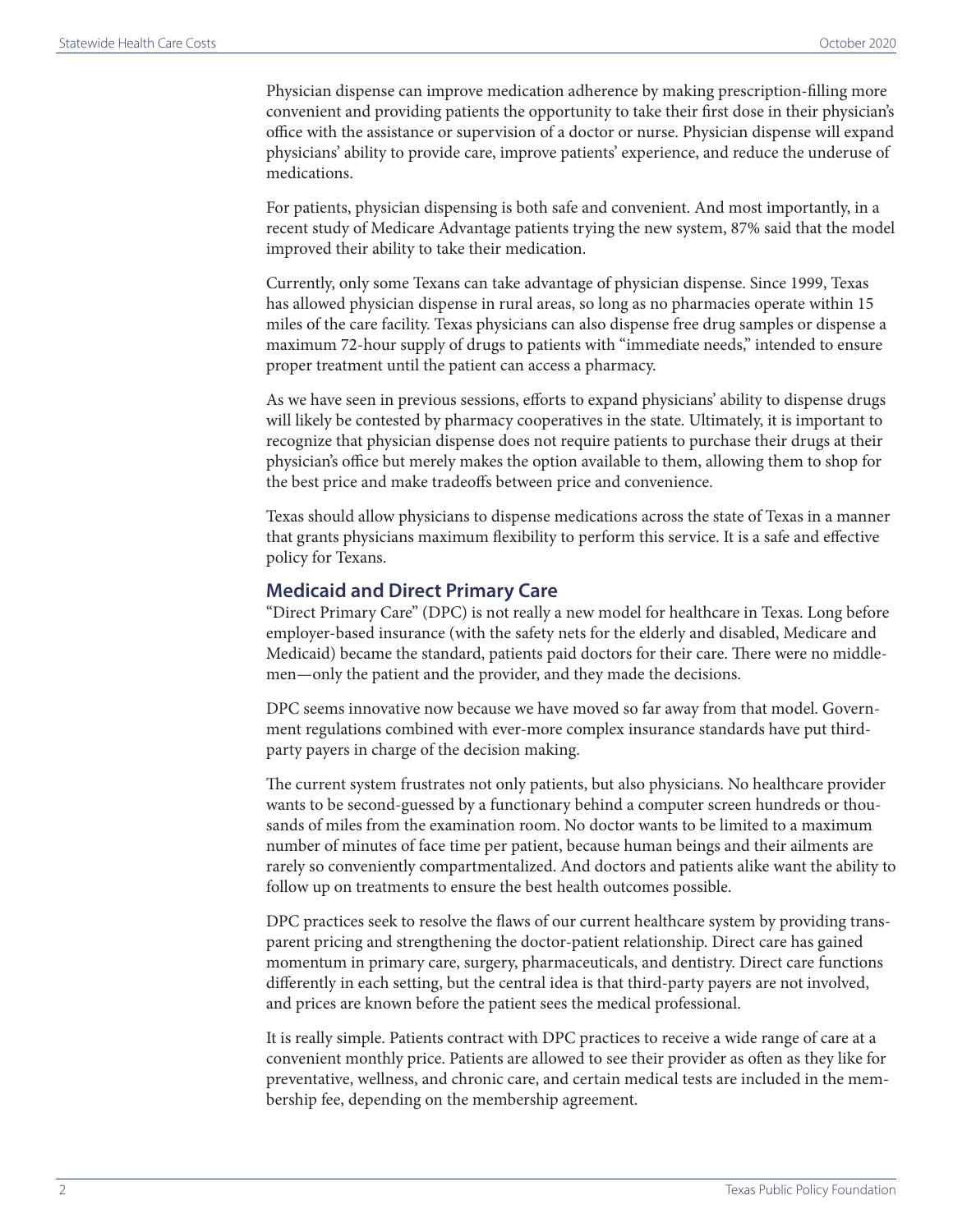Physician dispense can improve medication adherence by making prescription-filling more convenient and providing patients the opportunity to take their first dose in their physician's office with the assistance or supervision of a doctor or nurse. Physician dispense will expand physicians' ability to provide care, improve patients' experience, and reduce the underuse of medications.

For patients, physician dispensing is both safe and convenient. And most importantly, in a recent study of Medicare Advantage patients trying the new system, 87% said that the model improved their ability to take their medication.

Currently, only some Texans can take advantage of physician dispense. Since 1999, Texas has allowed physician dispense in rural areas, so long as no pharmacies operate within 15 miles of the care facility. Texas physicians can also dispense free drug samples or dispense a maximum 72-hour supply of drugs to patients with "immediate needs," intended to ensure proper treatment until the patient can access a pharmacy.

As we have seen in previous sessions, efforts to expand physicians' ability to dispense drugs will likely be contested by pharmacy cooperatives in the state. Ultimately, it is important to recognize that physician dispense does not require patients to purchase their drugs at their physician's office but merely makes the option available to them, allowing them to shop for the best price and make tradeoffs between price and convenience.

Texas should allow physicians to dispense medications across the state of Texas in a manner that grants physicians maximum flexibility to perform this service. It is a safe and effective policy for Texans.

## Medicaid and Direct Primary Care

"Direct Primary Care" (DPC) is not really a new model for healthcare in Texas. Long before employer-based insurance (with the safety nets for the elderly and disabled, Medicare and Medicaid) became the standard, patients paid doctors for their care. There were no middlemen—only the patient and the provider, and they made the decisions.

DPC seems innovative now because we have moved so far away from that model. Government regulations combined with ever-more complex insurance standards have put third-party payers in charge of the decision making.

The current system frustrates not only patients, but also physicians. No healthcare provider wants to be second-guessed by a functionary behind a computer screen hundreds or thousands of miles from the examination room. No doctor wants to be limited to a maximum number of minutes of face time per patient, because human beings and their ailments are rarely so conveniently compartmentalized. And doctors and patients alike want the ability to follow up on treatments to ensure the best health outcomes possible.

DPC practices seek to resolve the flaws of our current healthcare system by providing transparent pricing and strengthening the doctor-patient relationship. Direct care has gained momentum in primary care, surgery, pharmaceuticals, and dentistry. Direct care functions differently in each setting, but the central idea is that third-party payers are not involved, and prices are known before the patient sees the medical professional.

It is really simple. Patients contract with DPC practices to receive a wide range of care at a convenient monthly price. Patients are allowed to see their provider as often as they like for preventative, wellness, and chronic care, and certain medical tests are included in the membership fee, depending on the membership agreement.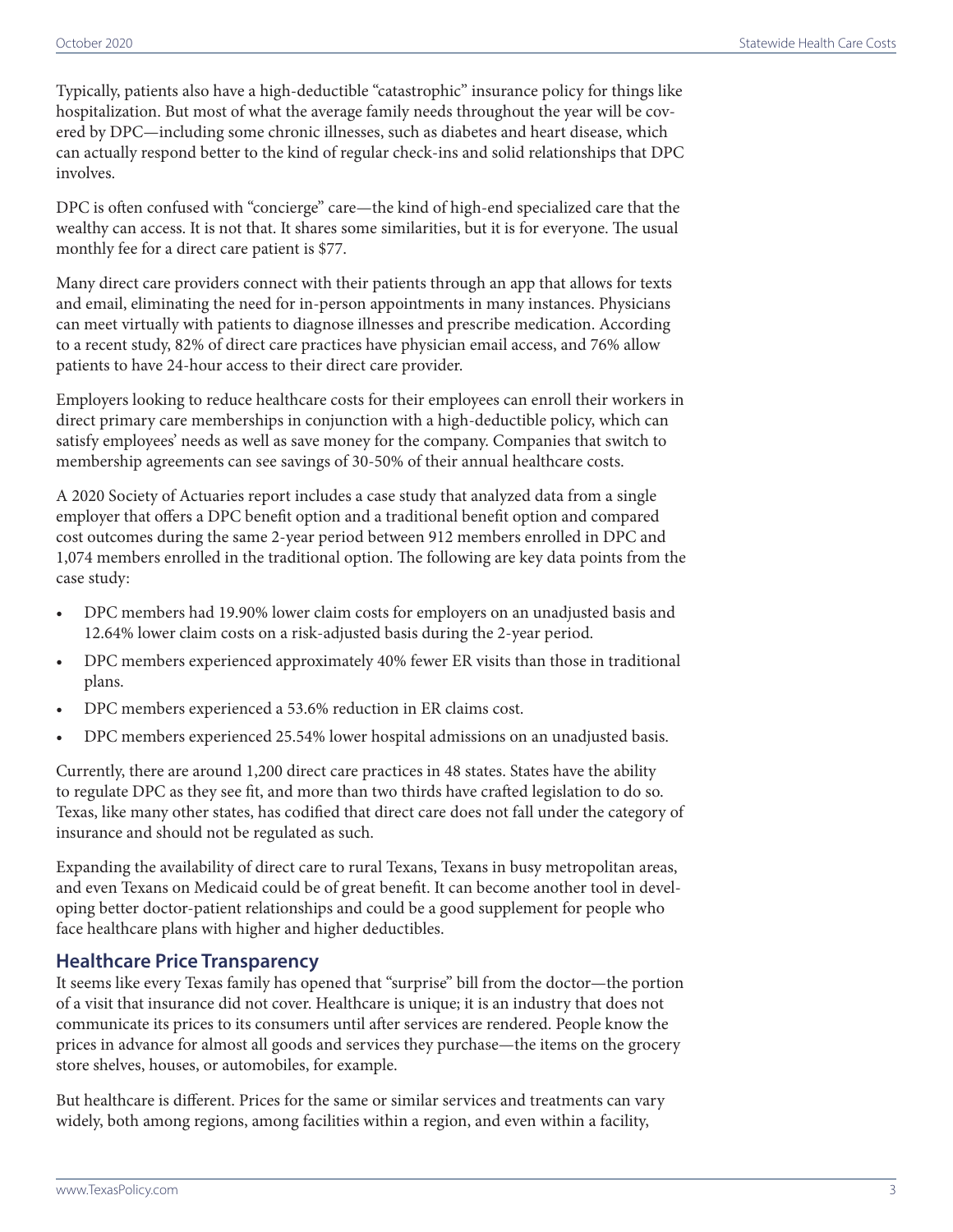Typically, patients also have a high-deductible "catastrophic" insurance policy for things like hospitalization. But most of what the average family needs throughout the year will be covered by DPC—including some chronic illnesses, such as diabetes and heart disease, which can actually respond better to the kind of regular check-ins and solid relationships that DPC involves.

DPC is often confused with "concierge" care—the kind of high-end specialized care that the wealthy can access. It is not that. It shares some similarities, but it is for everyone. The usual monthly fee for a direct care patient is $77.

Many direct care providers connect with their patients through an app that allows for texts and email, eliminating the need for in-person appointments in many instances. Physicians can meet virtually with patients to diagnose illnesses and prescribe medication. According to a recent study, 82% of direct care practices have physician email access, and 76% allow patients to have 24-hour access to their direct care provider.

Employers looking to reduce healthcare costs for their employees can enroll their workers in direct primary care memberships in conjunction with a high-deductible policy, which can satisfy employees' needs as well as save money for the company. Companies that switch to membership agreements can see savings of 30-50% of their annual healthcare costs.

A 2020 Society of Actuaries report includes a case study that analyzed data from a single employer that offers a DPC benefit option and a traditional benefit option and compared cost outcomes during the same 2-year period between 912 members enrolled in DPC and 1,074 members enrolled in the traditional option. The following are key data points from the case study:

- DPC members had 19.90% lower claim costs for employers on an unadjusted basis and 12.64% lower claim costs on a risk-adjusted basis during the 2-year period.
- DPC members experienced approximately 40% fewer ER visits than those in traditional plans.
- DPC members experienced a 53.6% reduction in ER claims cost.
- DPC members experienced 25.54% lower hospital admissions on an unadjusted basis.

Currently, there are around 1,200 direct care practices in 48 states. States have the ability to regulate DPC as they see fit, and more than two thirds have crafted legislation to do so. Texas, like many other states, has codified that direct care does not fall under the category of insurance and should not be regulated as such.

Expanding the availability of direct care to rural Texans, Texans in busy metropolitan areas, and even Texans on Medicaid could be of great benefit. It can become another tool in developing better doctor-patient relationships and could be a good supplement for people who face healthcare plans with higher and higher deductibles.

## Healthcare Price Transparency

It seems like every Texas family has opened that "surprise" bill from the doctor—the portion of a visit that insurance did not cover. Healthcare is unique; it is an industry that does not communicate its prices to its consumers until after services are rendered. People know the prices in advance for almost all goods and services they purchase—the items on the grocery store shelves, houses, or automobiles, for example.

But healthcare is different. Prices for the same or similar services and treatments can vary widely, both among regions, among facilities within a region, and even within a facility,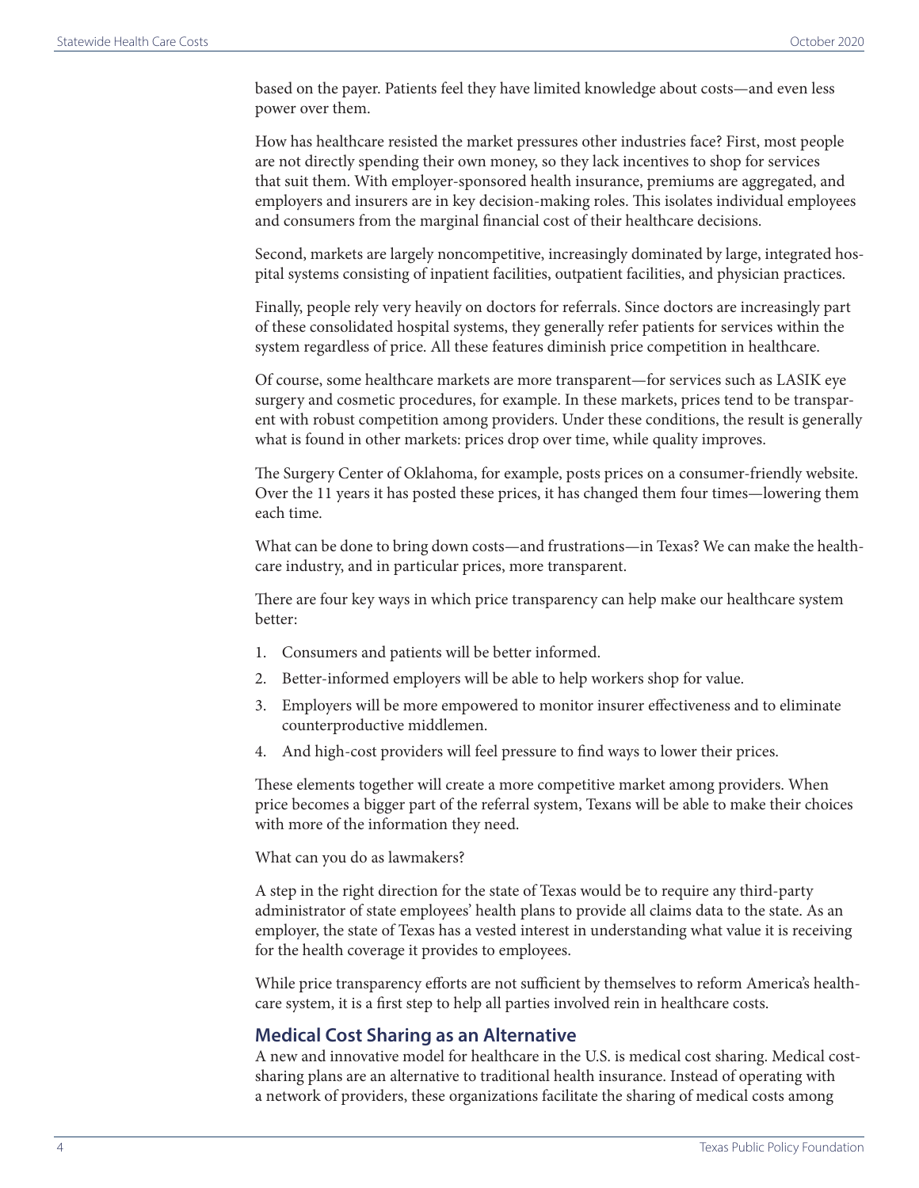based on the payer. Patients feel they have limited knowledge about costs—and even less power over them.

How has healthcare resisted the market pressures other industries face? First, most people are not directly spending their own money, so they lack incentives to shop for services that suit them. With employer-sponsored health insurance, premiums are aggregated, and employers and insurers are in key decision-making roles. This isolates individual employees and consumers from the marginal financial cost of their healthcare decisions.

Second, markets are largely noncompetitive, increasingly dominated by large, integrated hospital systems consisting of inpatient facilities, outpatient facilities, and physician practices.

Finally, people rely very heavily on doctors for referrals. Since doctors are increasingly part of these consolidated hospital systems, they generally refer patients for services within the system regardless of price. All these features diminish price competition in healthcare.

Of course, some healthcare markets are more transparent—for services such as LASIK eye surgery and cosmetic procedures, for example. In these markets, prices tend to be transparent with robust competition among providers. Under these conditions, the result is generally what is found in other markets: prices drop over time, while quality improves.

The Surgery Center of Oklahoma, for example, posts prices on a consumer-friendly website. Over the 11 years it has posted these prices, it has changed them four times—lowering them each time.

What can be done to bring down costs—and frustrations—in Texas? We can make the healthcare industry, and in particular prices, more transparent.

There are four key ways in which price transparency can help make our healthcare system better:

1. Consumers and patients will be better informed.
2. Better-informed employers will be able to help workers shop for value.
3. Employers will be more empowered to monitor insurer effectiveness and to eliminate counterproductive middlemen.
4. And high-cost providers will feel pressure to find ways to lower their prices.

These elements together will create a more competitive market among providers. When price becomes a bigger part of the referral system, Texans will be able to make their choices with more of the information they need.

What can you do as lawmakers?

A step in the right direction for the state of Texas would be to require any third-party administrator of state employees' health plans to provide all claims data to the state. As an employer, the state of Texas has a vested interest in understanding what value it is receiving for the health coverage it provides to employees.

While price transparency efforts are not sufficient by themselves to reform America's healthcare system, it is a first step to help all parties involved rein in healthcare costs.

## Medical Cost Sharing as an Alternative

A new and innovative model for healthcare in the U.S. is medical cost sharing. Medical cost-sharing plans are an alternative to traditional health insurance. Instead of operating with a network of providers, these organizations facilitate the sharing of medical costs among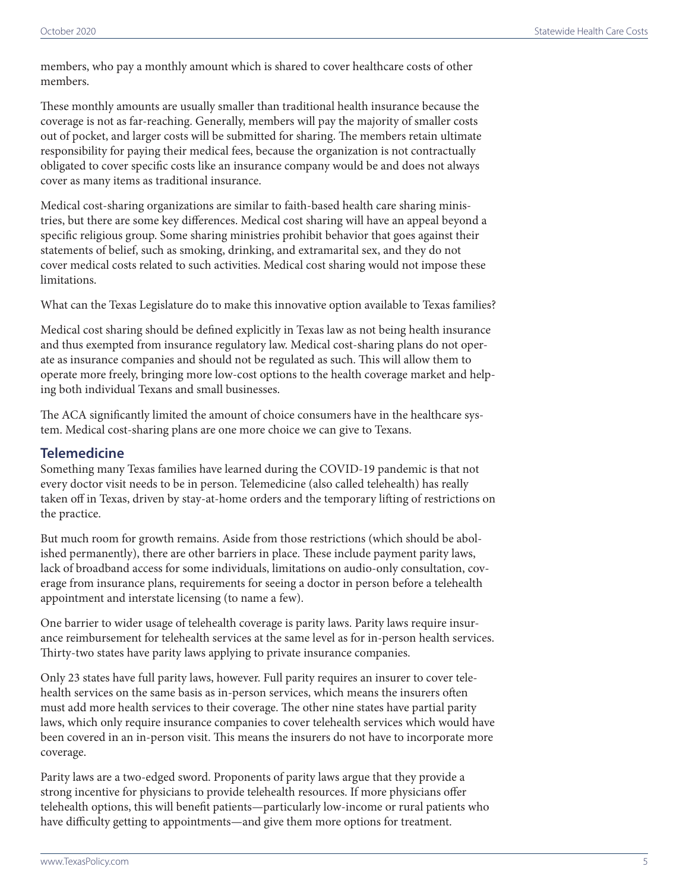members, who pay a monthly amount which is shared to cover healthcare costs of other members.

These monthly amounts are usually smaller than traditional health insurance because the coverage is not as far-reaching. Generally, members will pay the majority of smaller costs out of pocket, and larger costs will be submitted for sharing. The members retain ultimate responsibility for paying their medical fees, because the organization is not contractually obligated to cover specific costs like an insurance company would be and does not always cover as many items as traditional insurance.

Medical cost-sharing organizations are similar to faith-based health care sharing ministries, but there are some key differences. Medical cost sharing will have an appeal beyond a specific religious group. Some sharing ministries prohibit behavior that goes against their statements of belief, such as smoking, drinking, and extramarital sex, and they do not cover medical costs related to such activities. Medical cost sharing would not impose these limitations.

What can the Texas Legislature do to make this innovative option available to Texas families?

Medical cost sharing should be defined explicitly in Texas law as not being health insurance and thus exempted from insurance regulatory law. Medical cost-sharing plans do not operate as insurance companies and should not be regulated as such. This will allow them to operate more freely, bringing more low-cost options to the health coverage market and helping both individual Texans and small businesses.

The ACA significantly limited the amount of choice consumers have in the healthcare system. Medical cost-sharing plans are one more choice we can give to Texans.

## Telemedicine

Something many Texas families have learned during the COVID-19 pandemic is that not every doctor visit needs to be in person. Telemedicine (also called telehealth) has really taken off in Texas, driven by stay-at-home orders and the temporary lifting of restrictions on the practice.

But much room for growth remains. Aside from those restrictions (which should be abolished permanently), there are other barriers in place. These include payment parity laws, lack of broadband access for some individuals, limitations on audio-only consultation, coverage from insurance plans, requirements for seeing a doctor in person before a telehealth appointment and interstate licensing (to name a few).

One barrier to wider usage of telehealth coverage is parity laws. Parity laws require insurance reimbursement for telehealth services at the same level as for in-person health services. Thirty-two states have parity laws applying to private insurance companies.

Only 23 states have full parity laws, however. Full parity requires an insurer to cover telehealth services on the same basis as in-person services, which means the insurers often must add more health services to their coverage. The other nine states have partial parity laws, which only require insurance companies to cover telehealth services which would have been covered in an in-person visit. This means the insurers do not have to incorporate more coverage.

Parity laws are a two-edged sword. Proponents of parity laws argue that they provide a strong incentive for physicians to provide telehealth resources. If more physicians offer telehealth options, this will benefit patients—particularly low-income or rural patients who have difficulty getting to appointments—and give them more options for treatment.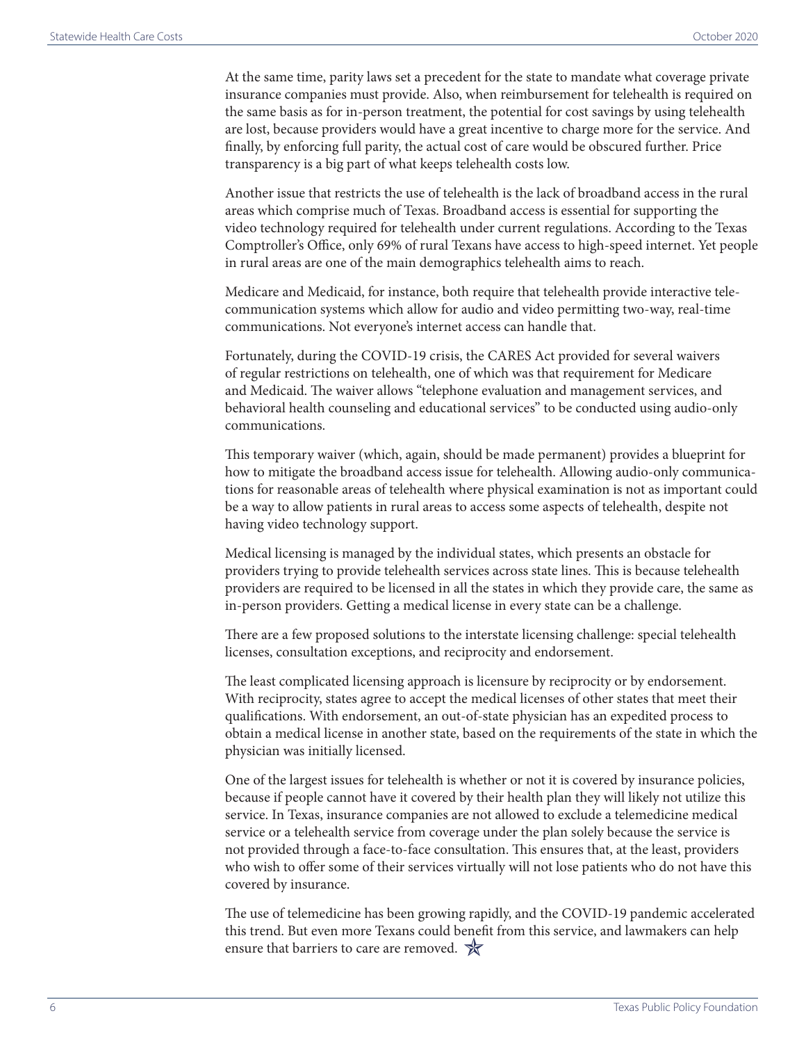At the same time, parity laws set a precedent for the state to mandate what coverage private insurance companies must provide. Also, when reimbursement for telehealth is required on the same basis as for in-person treatment, the potential for cost savings by using telehealth are lost, because providers would have a great incentive to charge more for the service. And finally, by enforcing full parity, the actual cost of care would be obscured further. Price transparency is a big part of what keeps telehealth costs low.

Another issue that restricts the use of telehealth is the lack of broadband access in the rural areas which comprise much of Texas. Broadband access is essential for supporting the video technology required for telehealth under current regulations. According to the Texas Comptroller's Office, only 69% of rural Texans have access to high-speed internet. Yet people in rural areas are one of the main demographics telehealth aims to reach.

Medicare and Medicaid, for instance, both require that telehealth provide interactive telecommunication systems which allow for audio and video permitting two-way, real-time communications. Not everyone's internet access can handle that.

Fortunately, during the COVID-19 crisis, the CARES Act provided for several waivers of regular restrictions on telehealth, one of which was that requirement for Medicare and Medicaid. The waiver allows "telephone evaluation and management services, and behavioral health counseling and educational services" to be conducted using audio-only communications.

This temporary waiver (which, again, should be made permanent) provides a blueprint for how to mitigate the broadband access issue for telehealth. Allowing audio-only communications for reasonable areas of telehealth where physical examination is not as important could be a way to allow patients in rural areas to access some aspects of telehealth, despite not having video technology support.

Medical licensing is managed by the individual states, which presents an obstacle for providers trying to provide telehealth services across state lines. This is because telehealth providers are required to be licensed in all the states in which they provide care, the same as in-person providers. Getting a medical license in every state can be a challenge.

There are a few proposed solutions to the interstate licensing challenge: special telehealth licenses, consultation exceptions, and reciprocity and endorsement.

The least complicated licensing approach is licensure by reciprocity or by endorsement. With reciprocity, states agree to accept the medical licenses of other states that meet their qualifications. With endorsement, an out-of-state physician has an expedited process to obtain a medical license in another state, based on the requirements of the state in which the physician was initially licensed.

One of the largest issues for telehealth is whether or not it is covered by insurance policies, because if people cannot have it covered by their health plan they will likely not utilize this service. In Texas, insurance companies are not allowed to exclude a telemedicine medical service or a telehealth service from coverage under the plan solely because the service is not provided through a face-to-face consultation. This ensures that, at the least, providers who wish to offer some of their services virtually will not lose patients who do not have this covered by insurance.

The use of telemedicine has been growing rapidly, and the COVID-19 pandemic accelerated this trend. But even more Texans could benefit from this service, and lawmakers can help ensure that barriers to care are removed.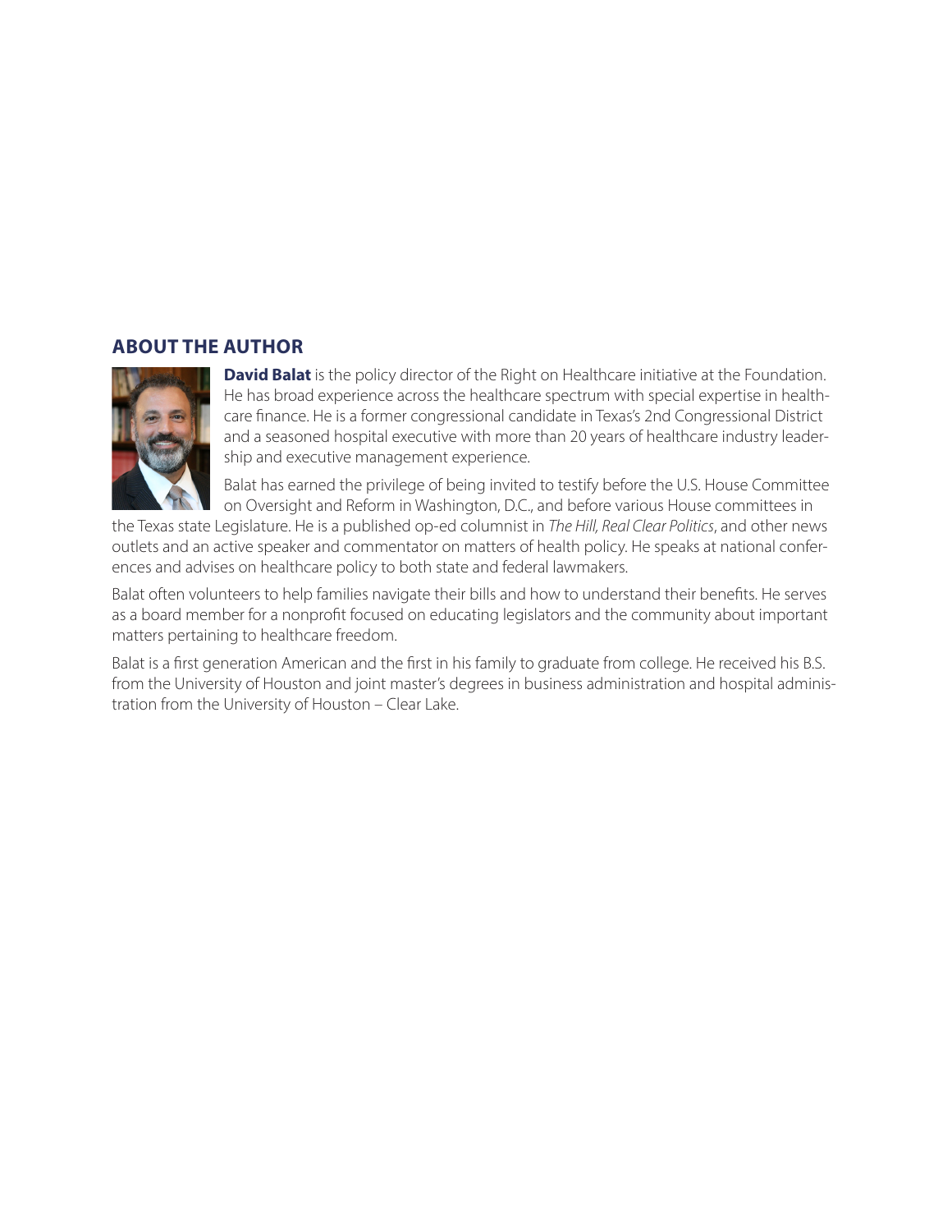## ABOUT THE AUTHOR

**David Balat** is the policy director of the Right on Healthcare initiative at the Foundation. He has broad experience across the healthcare spectrum with special expertise in healthcare finance. He is a former congressional candidate in Texas's 2nd Congressional District and a seasoned hospital executive with more than 20 years of healthcare industry leadership and executive management experience.

Balat has earned the privilege of being invited to testify before the U.S. House Committee on Oversight and Reform in Washington, D.C., and before various House committees in the Texas state Legislature. He is a published op-ed columnist in *The Hill, Real Clear Politics*, and other news outlets and an active speaker and commentator on matters of health policy. He speaks at national conferences and advises on healthcare policy to both state and federal lawmakers.

Balat often volunteers to help families navigate their bills and how to understand their benefits. He serves as a board member for a nonprofit focused on educating legislators and the community about important matters pertaining to healthcare freedom.

Balat is a first generation American and the first in his family to graduate from college. He received his B.S. from the University of Houston and joint master's degrees in business administration and hospital administration from the University of Houston – Clear Lake.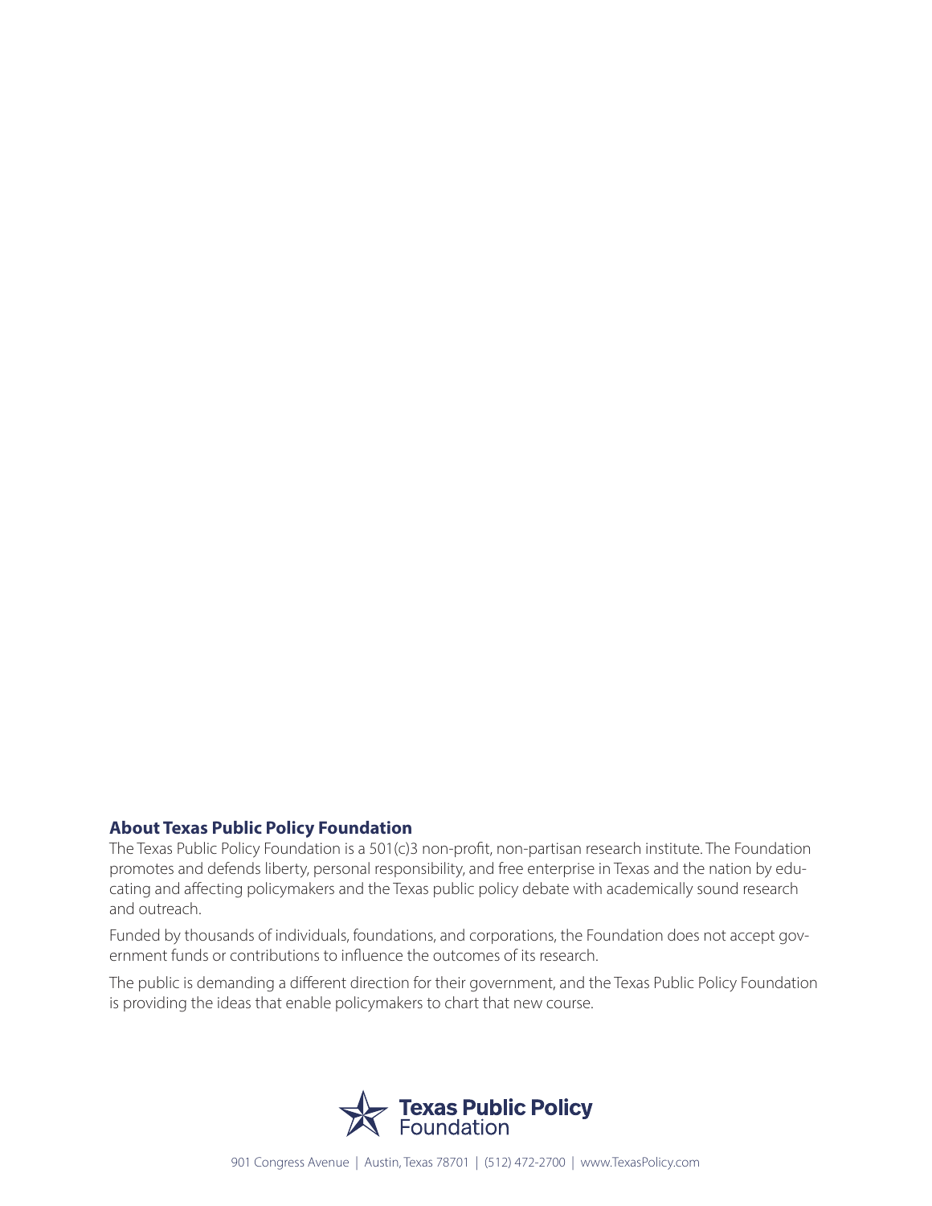## About Texas Public Policy Foundation

The Texas Public Policy Foundation is a 501(c)3 non-profit, non-partisan research institute. The Foundation promotes and defends liberty, personal responsibility, and free enterprise in Texas and the nation by educating and affecting policymakers and the Texas public policy debate with academically sound research and outreach.

Funded by thousands of individuals, foundations, and corporations, the Foundation does not accept government funds or contributions to influence the outcomes of its research.

The public is demanding a different direction for their government, and the Texas Public Policy Foundation is providing the ideas that enable policymakers to chart that new course.

Texas Public Policy Foundation

901 Congress Avenue | Austin, Texas 78701 | (512) 472-2700 | www.TexasPolicy.com